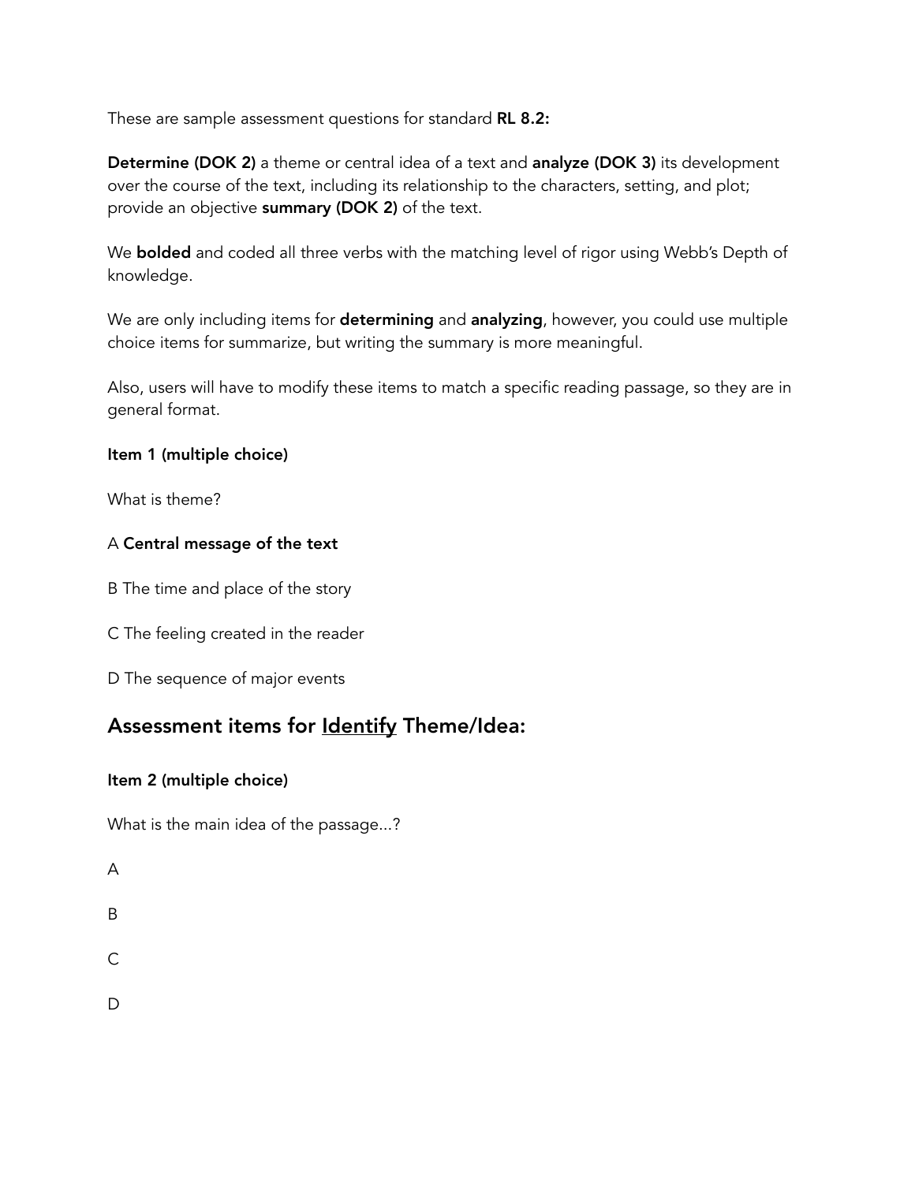These are sample assessment questions for standard **RL 8.2:**

**Determine (DOK 2)** a theme or central idea of a text and **analyze (DOK 3)** its development over the course of the text, including its relationship to the characters, setting, and plot; provide an objective **summary (DOK 2)** of the text.

We **bolded** and coded all three verbs with the matching level of rigor using Webb's Depth of knowledge.

We are only including items for **determining** and **analyzing**, however, you could use multiple choice items for summarize, but writing the summary is more meaningful.

Also, users will have to modify these items to match a specific reading passage, so they are in general format.

**Item 1 (multiple choice)**

What is theme?

A **Central message of the text**

B The time and place of the story

C The feeling created in the reader

D The sequence of major events

## Assessment items for <u>Identify</u> Theme/Idea:

**Item 2 (multiple choice)**

What is the main idea of the passage...?

A

B

C

D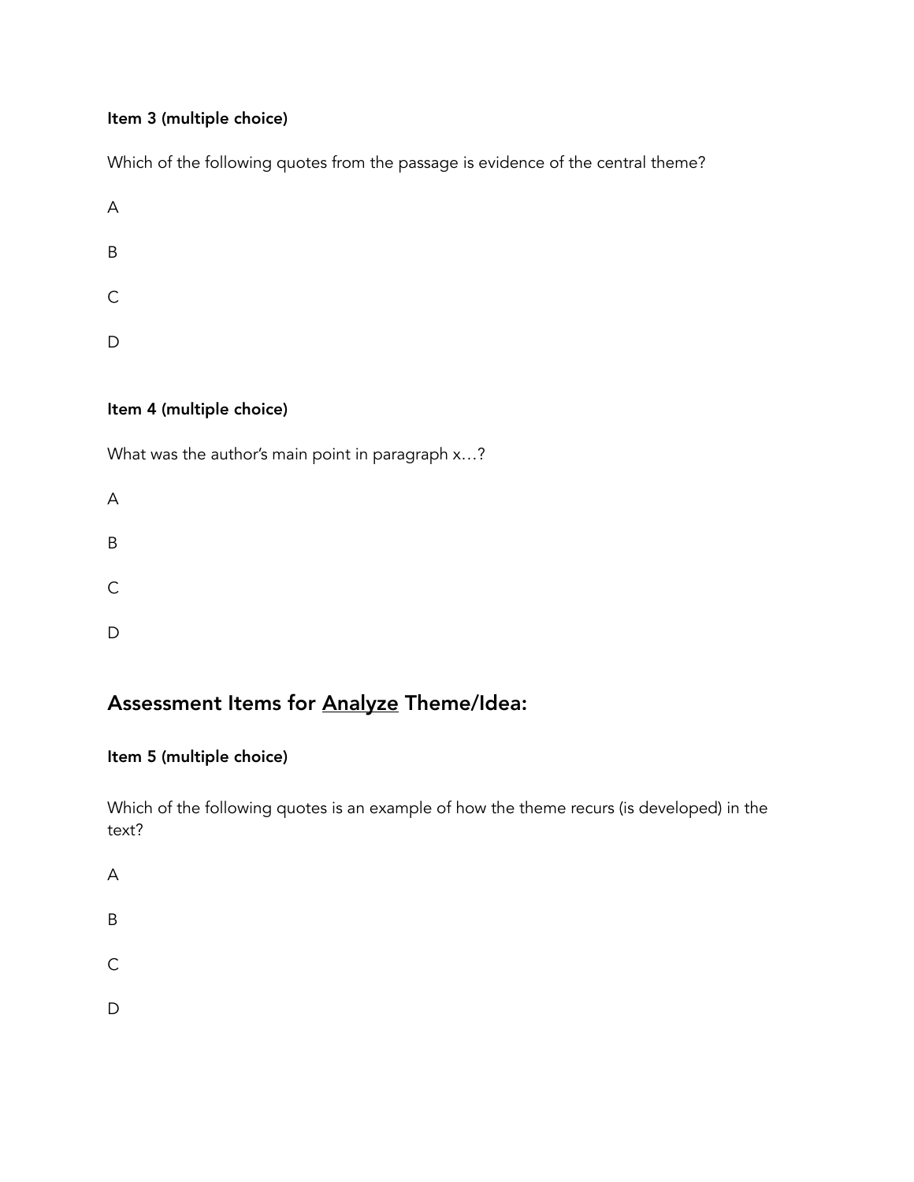**Item 3 (multiple choice)**

Which of the following quotes from the passage is evidence of the central theme?

A

B

C

D

**Item 4 (multiple choice)**

What was the author's main point in paragraph x…?

A

B

C

D

## Assessment Items for <u>Analyze</u> Theme/Idea:

**Item 5 (multiple choice)**

Which of the following quotes is an example of how the theme recurs (is developed) in the text?

A

B

C

D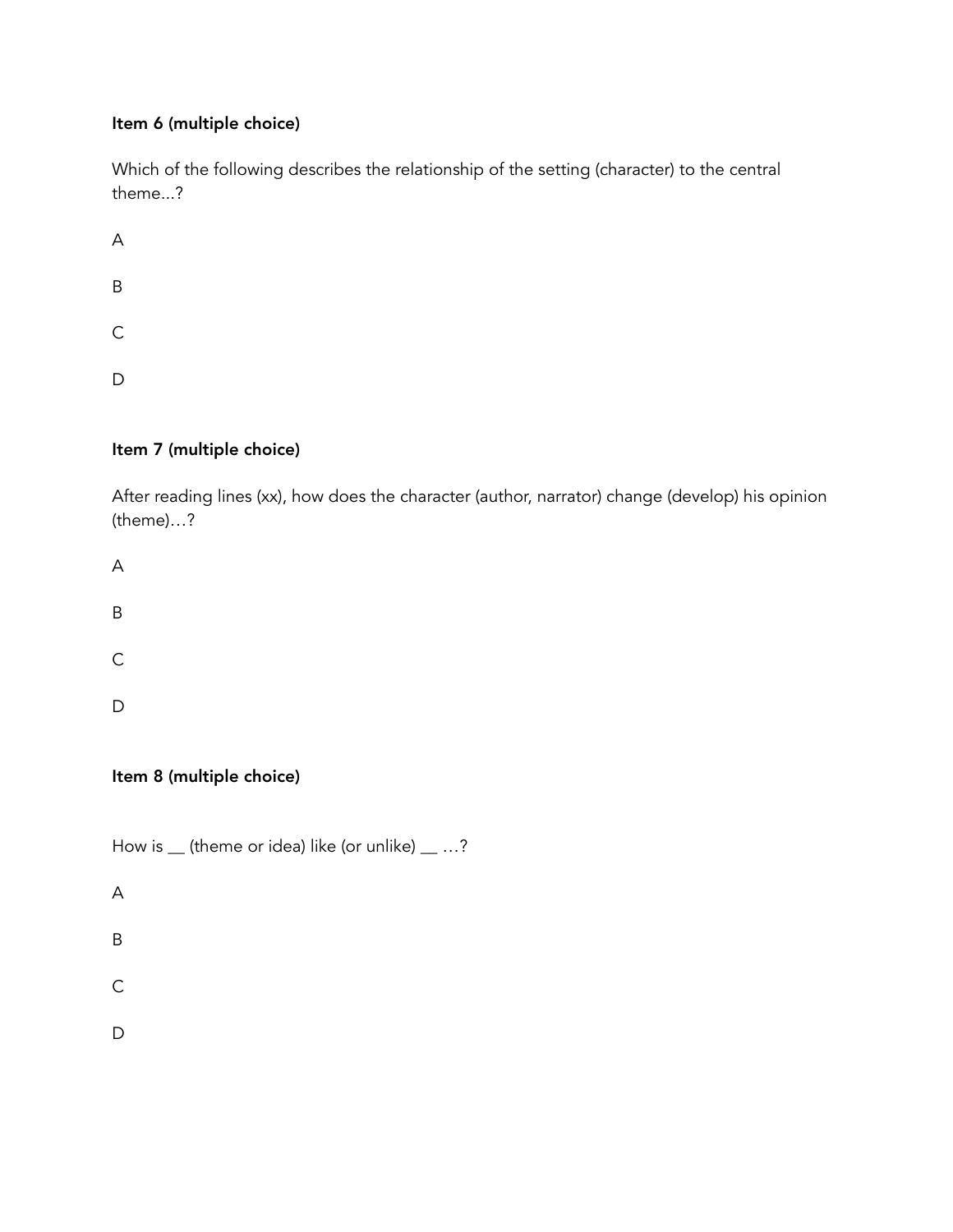**Item 6 (multiple choice)**

Which of the following describes the relationship of the setting (character) to the central theme...?

A

B

C

D

**Item 7 (multiple choice)**

After reading lines (xx), how does the character (author, narrator) change (develop) his opinion (theme)…?

A

B

C

D

**Item 8 (multiple choice)**

How is __ (theme or idea) like (or unlike) __ …?

A

B

C

D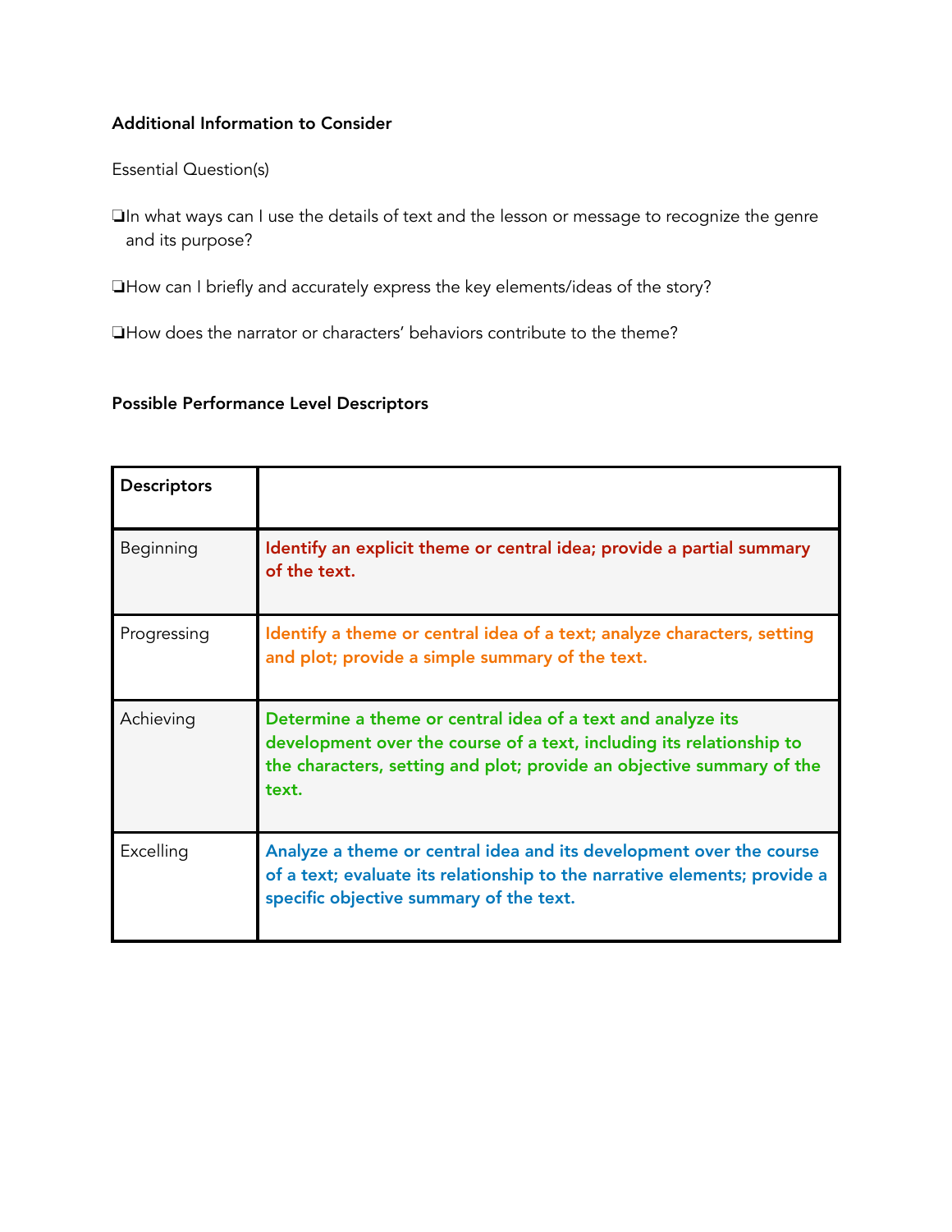**Additional Information to Consider**

Essential Question(s)

❏In what ways can I use the details of text and the lesson or message to recognize the genre and its purpose?

❏How can I briefly and accurately express the key elements/ideas of the story?

❏How does the narrator or characters' behaviors contribute to the theme?

**Possible Performance Level Descriptors**

| **Descriptors** | |
|---|---|
| Beginning | **Identify an explicit theme or central idea; provide a partial summary of the text.** |
| Progressing | **Identify a theme or central idea of a text; analyze characters, setting and plot; provide a simple summary of the text.** |
| Achieving | **Determine a theme or central idea of a text and analyze its development over the course of a text, including its relationship to the characters, setting and plot; provide an objective summary of the text.** |
| Excelling | **Analyze a theme or central idea and its development over the course of a text; evaluate its relationship to the narrative elements; provide a specific objective summary of the text.** |